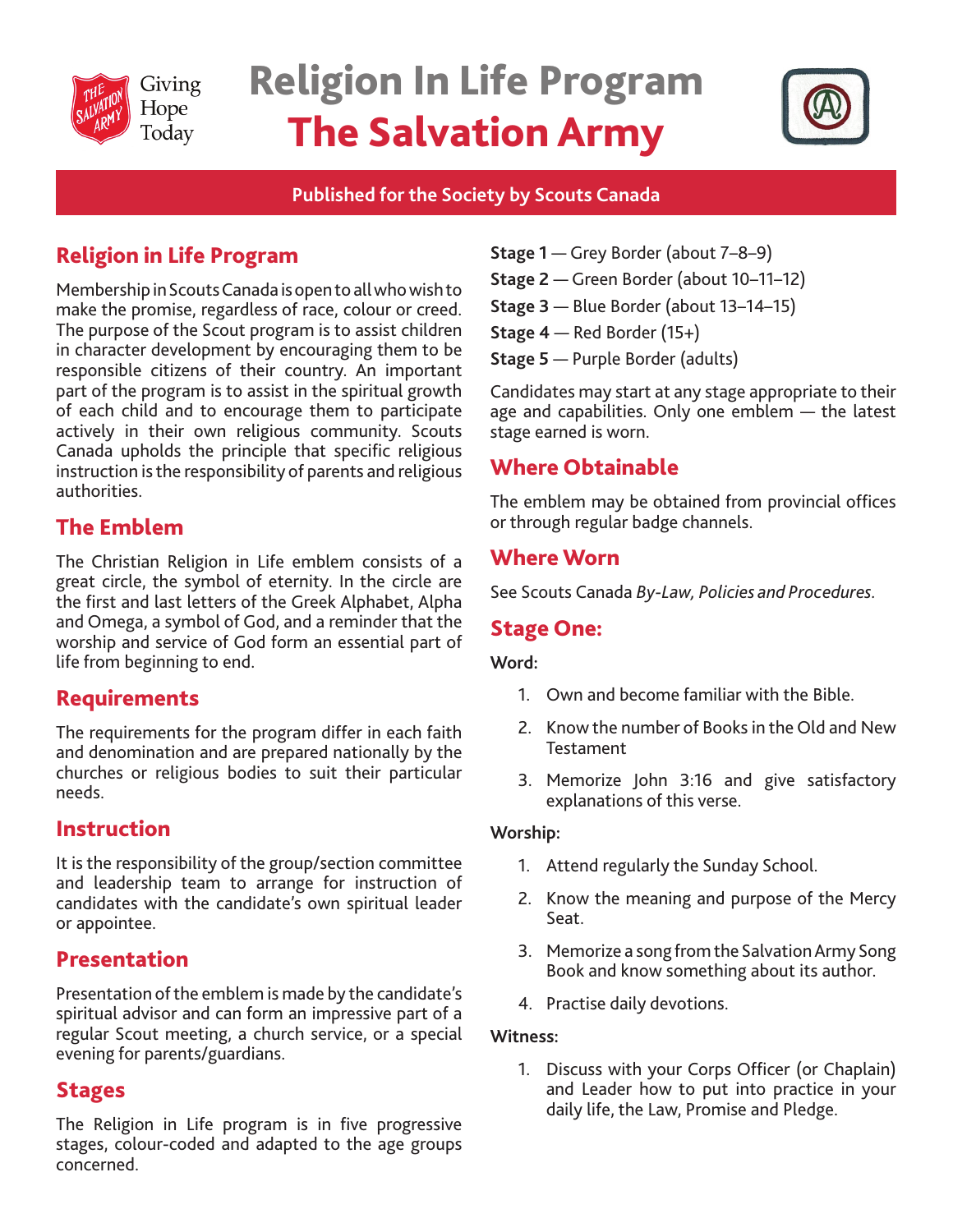Giving Hope Today

# Religion In Life Program
# The Salvation Army

**Published for the Society by Scouts Canada**

## Religion in Life Program

Membership in Scouts Canada is open to all who wish to make the promise, regardless of race, colour or creed. The purpose of the Scout program is to assist children in character development by encouraging them to be responsible citizens of their country. An important part of the program is to assist in the spiritual growth of each child and to encourage them to participate actively in their own religious community. Scouts Canada upholds the principle that specific religious instruction is the responsibility of parents and religious authorities.

## The Emblem

The Christian Religion in Life emblem consists of a great circle, the symbol of eternity. In the circle are the first and last letters of the Greek Alphabet, Alpha and Omega, a symbol of God, and a reminder that the worship and service of God form an essential part of life from beginning to end.

## Requirements

The requirements for the program differ in each faith and denomination and are prepared nationally by the churches or religious bodies to suit their particular needs.

## Instruction

It is the responsibility of the group/section committee and leadership team to arrange for instruction of candidates with the candidate's own spiritual leader or appointee.

## Presentation

Presentation of the emblem is made by the candidate's spiritual advisor and can form an impressive part of a regular Scout meeting, a church service, or a special evening for parents/guardians.

## Stages

The Religion in Life program is in five progressive stages, colour-coded and adapted to the age groups concerned.

**Stage 1** — Grey Border (about 7–8–9)
**Stage 2** — Green Border (about 10–11–12)
**Stage 3** — Blue Border (about 13–14–15)
**Stage 4** — Red Border (15+)
**Stage 5** — Purple Border (adults)

Candidates may start at any stage appropriate to their age and capabilities. Only one emblem — the latest stage earned is worn.

## Where Obtainable

The emblem may be obtained from provincial offices or through regular badge channels.

## Where Worn

See Scouts Canada *By-Law, Policies and Procedures*.

## Stage One:

**Word:**

1. Own and become familiar with the Bible.
2. Know the number of Books in the Old and New Testament
3. Memorize John 3:16 and give satisfactory explanations of this verse.

**Worship:**

1. Attend regularly the Sunday School.
2. Know the meaning and purpose of the Mercy Seat.
3. Memorize a song from the Salvation Army Song Book and know something about its author.
4. Practise daily devotions.

**Witness:**

1. Discuss with your Corps Officer (or Chaplain) and Leader how to put into practice in your daily life, the Law, Promise and Pledge.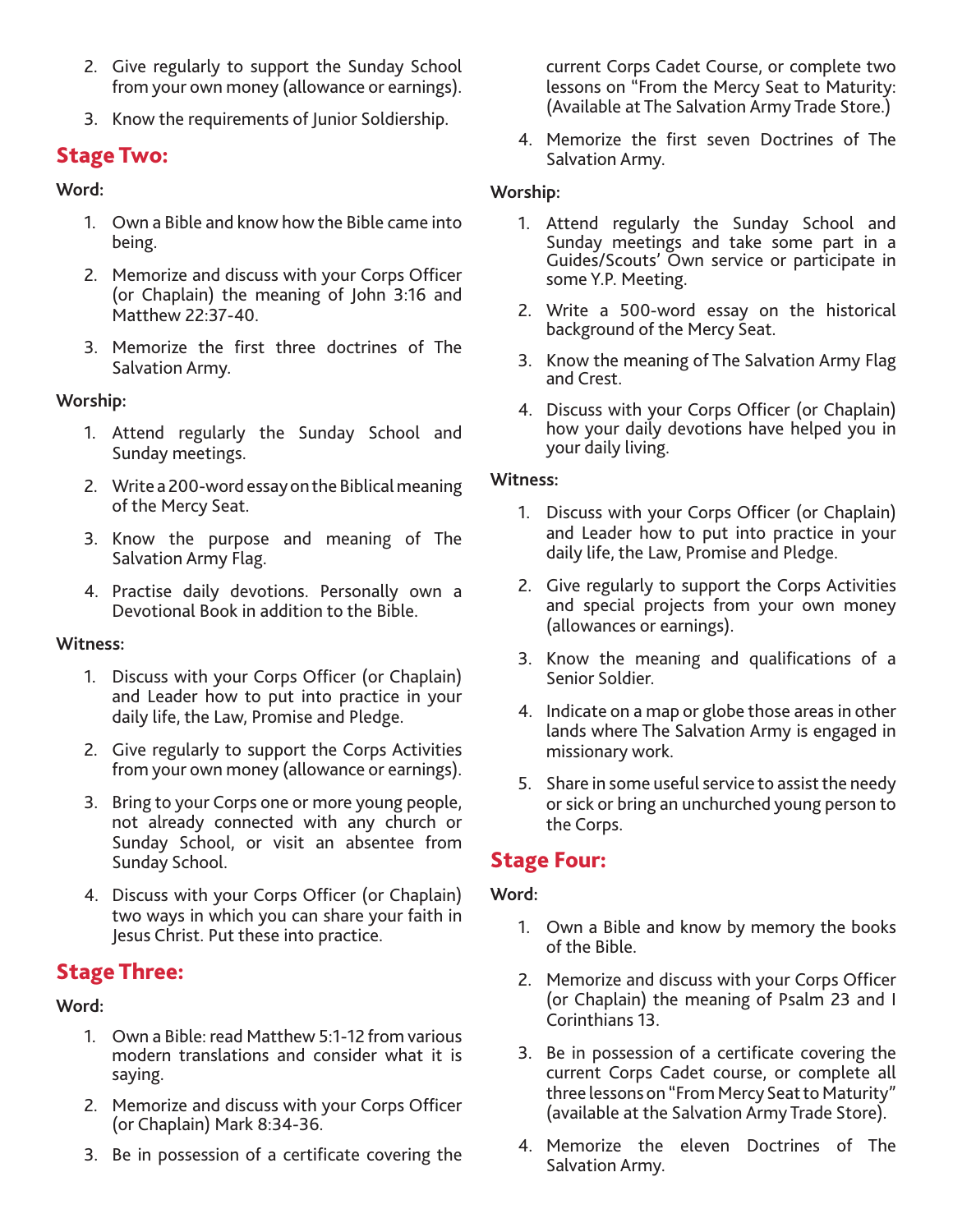2. Give regularly to support the Sunday School from your own money (allowance or earnings).

3. Know the requirements of Junior Soldiership.

## Stage Two:

**Word:**

1. Own a Bible and know how the Bible came into being.

2. Memorize and discuss with your Corps Officer (or Chaplain) the meaning of John 3:16 and Matthew 22:37-40.

3. Memorize the first three doctrines of The Salvation Army.

**Worship:**

1. Attend regularly the Sunday School and Sunday meetings.

2. Write a 200-word essay on the Biblical meaning of the Mercy Seat.

3. Know the purpose and meaning of The Salvation Army Flag.

4. Practise daily devotions. Personally own a Devotional Book in addition to the Bible.

**Witness:**

1. Discuss with your Corps Officer (or Chaplain) and Leader how to put into practice in your daily life, the Law, Promise and Pledge.

2. Give regularly to support the Corps Activities from your own money (allowance or earnings).

3. Bring to your Corps one or more young people, not already connected with any church or Sunday School, or visit an absentee from Sunday School.

4. Discuss with your Corps Officer (or Chaplain) two ways in which you can share your faith in Jesus Christ. Put these into practice.

## Stage Three:

**Word:**

1. Own a Bible: read Matthew 5:1-12 from various modern translations and consider what it is saying.

2. Memorize and discuss with your Corps Officer (or Chaplain) Mark 8:34-36.

3. Be in possession of a certificate covering the current Corps Cadet Course, or complete two lessons on "From the Mercy Seat to Maturity: (Available at The Salvation Army Trade Store.)

4. Memorize the first seven Doctrines of The Salvation Army.

**Worship:**

1. Attend regularly the Sunday School and Sunday meetings and take some part in a Guides/Scouts' Own service or participate in some Y.P. Meeting.

2. Write a 500-word essay on the historical background of the Mercy Seat.

3. Know the meaning of The Salvation Army Flag and Crest.

4. Discuss with your Corps Officer (or Chaplain) how your daily devotions have helped you in your daily living.

**Witness:**

1. Discuss with your Corps Officer (or Chaplain) and Leader how to put into practice in your daily life, the Law, Promise and Pledge.

2. Give regularly to support the Corps Activities and special projects from your own money (allowances or earnings).

3. Know the meaning and qualifications of a Senior Soldier.

4. Indicate on a map or globe those areas in other lands where The Salvation Army is engaged in missionary work.

5. Share in some useful service to assist the needy or sick or bring an unchurched young person to the Corps.

## Stage Four:

**Word:**

1. Own a Bible and know by memory the books of the Bible.

2. Memorize and discuss with your Corps Officer (or Chaplain) the meaning of Psalm 23 and I Corinthians 13.

3. Be in possession of a certificate covering the current Corps Cadet course, or complete all three lessons on "From Mercy Seat to Maturity" (available at the Salvation Army Trade Store).

4. Memorize the eleven Doctrines of The Salvation Army.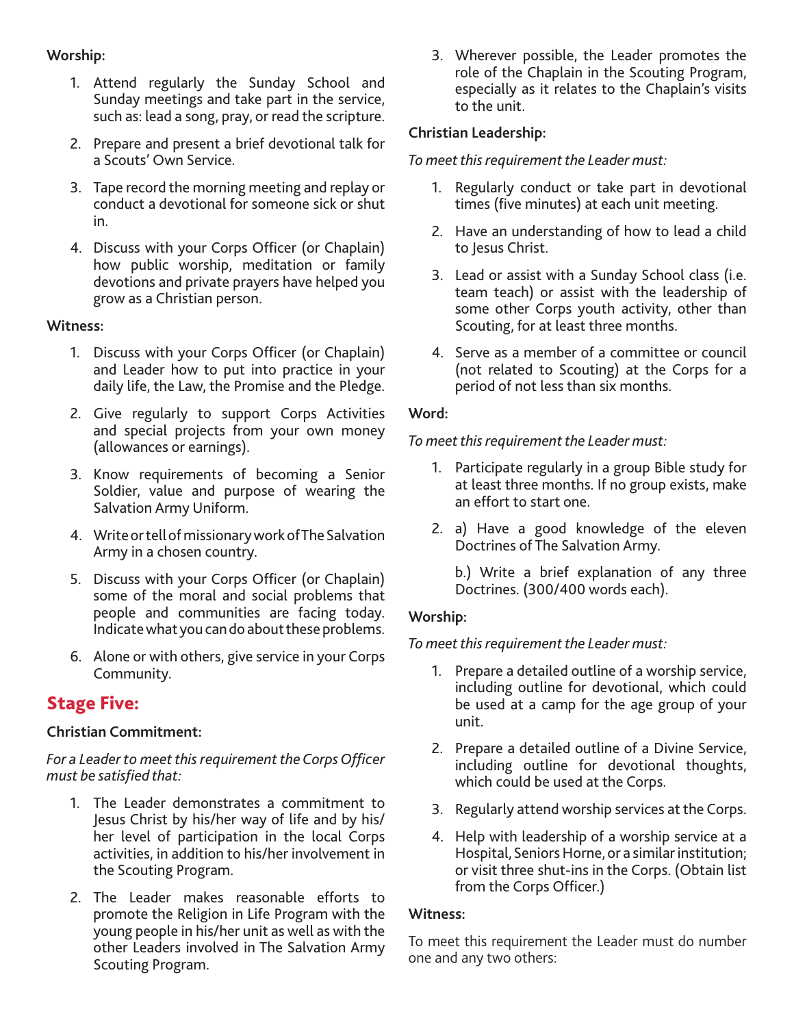**Worship:**

1. Attend regularly the Sunday School and Sunday meetings and take part in the service, such as: lead a song, pray, or read the scripture.
2. Prepare and present a brief devotional talk for a Scouts' Own Service.
3. Tape record the morning meeting and replay or conduct a devotional for someone sick or shut in.
4. Discuss with your Corps Officer (or Chaplain) how public worship, meditation or family devotions and private prayers have helped you grow as a Christian person.

**Witness:**

1. Discuss with your Corps Officer (or Chaplain) and Leader how to put into practice in your daily life, the Law, the Promise and the Pledge.
2. Give regularly to support Corps Activities and special projects from your own money (allowances or earnings).
3. Know requirements of becoming a Senior Soldier, value and purpose of wearing the Salvation Army Uniform.
4. Write or tell of missionary work of The Salvation Army in a chosen country.
5. Discuss with your Corps Officer (or Chaplain) some of the moral and social problems that people and communities are facing today. Indicate what you can do about these problems.
6. Alone or with others, give service in your Corps Community.

## Stage Five:

**Christian Commitment:**

*For a Leader to meet this requirement the Corps Officer must be satisfied that:*

1. The Leader demonstrates a commitment to Jesus Christ by his/her way of life and by his/her level of participation in the local Corps activities, in addition to his/her involvement in the Scouting Program.
2. The Leader makes reasonable efforts to promote the Religion in Life Program with the young people in his/her unit as well as with the other Leaders involved in The Salvation Army Scouting Program.
3. Wherever possible, the Leader promotes the role of the Chaplain in the Scouting Program, especially as it relates to the Chaplain's visits to the unit.

**Christian Leadership:**

*To meet this requirement the Leader must:*

1. Regularly conduct or take part in devotional times (five minutes) at each unit meeting.
2. Have an understanding of how to lead a child to Jesus Christ.
3. Lead or assist with a Sunday School class (i.e. team teach) or assist with the leadership of some other Corps youth activity, other than Scouting, for at least three months.
4. Serve as a member of a committee or council (not related to Scouting) at the Corps for a period of not less than six months.

**Word:**

*To meet this requirement the Leader must:*

1. Participate regularly in a group Bible study for at least three months. If no group exists, make an effort to start one.
2. a) Have a good knowledge of the eleven Doctrines of The Salvation Army.

   b.) Write a brief explanation of any three Doctrines. (300/400 words each).

**Worship:**

*To meet this requirement the Leader must:*

1. Prepare a detailed outline of a worship service, including outline for devotional, which could be used at a camp for the age group of your unit.
2. Prepare a detailed outline of a Divine Service, including outline for devotional thoughts, which could be used at the Corps.
3. Regularly attend worship services at the Corps.
4. Help with leadership of a worship service at a Hospital, Seniors Horne, or a similar institution; or visit three shut-ins in the Corps. (Obtain list from the Corps Officer.)

**Witness:**

To meet this requirement the Leader must do number one and any two others: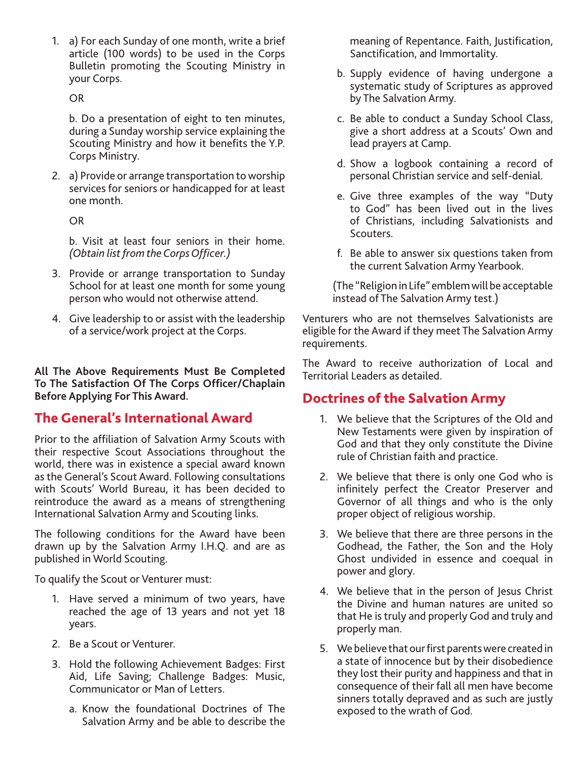1. a) For each Sunday of one month, write a brief article (100 words) to be used in the Corps Bulletin promoting the Scouting Ministry in your Corps.

   OR

   b. Do a presentation of eight to ten minutes, during a Sunday worship service explaining the Scouting Ministry and how it benefits the Y.P. Corps Ministry.

2. a) Provide or arrange transportation to worship services for seniors or handicapped for at least one month.

   OR

   b. Visit at least four seniors in their home. *(Obtain list from the Corps Officer.)*

3. Provide or arrange transportation to Sunday School for at least one month for some young person who would not otherwise attend.

4. Give leadership to or assist with the leadership of a service/work project at the Corps.

**All The Above Requirements Must Be Completed To The Satisfaction Of The Corps Officer/Chaplain Before Applying For This Award.**

## The General's International Award

Prior to the affiliation of Salvation Army Scouts with their respective Scout Associations throughout the world, there was in existence a special award known as the General's Scout Award. Following consultations with Scouts' World Bureau, it has been decided to reintroduce the award as a means of strengthening International Salvation Army and Scouting links.

The following conditions for the Award have been drawn up by the Salvation Army I.H.Q. and are as published in World Scouting.

To qualify the Scout or Venturer must:

1. Have served a minimum of two years, have reached the age of 13 years and not yet 18 years.
2. Be a Scout or Venturer.
3. Hold the following Achievement Badges: First Aid, Life Saving; Challenge Badges: Music, Communicator or Man of Letters.
   a. Know the foundational Doctrines of The Salvation Army and be able to describe the meaning of Repentance. Faith, Justification, Sanctification, and Immortality.
   b. Supply evidence of having undergone a systematic study of Scriptures as approved by The Salvation Army.
   c. Be able to conduct a Sunday School Class, give a short address at a Scouts' Own and lead prayers at Camp.
   d. Show a logbook containing a record of personal Christian service and self-denial.
   e. Give three examples of the way "Duty to God" has been lived out in the lives of Christians, including Salvationists and Scouters.
   f. Be able to answer six questions taken from the current Salvation Army Yearbook.

   (The "Religion in Life" emblem will be acceptable instead of The Salvation Army test.)

Venturers who are not themselves Salvationists are eligible for the Award if they meet The Salvation Army requirements.

The Award to receive authorization of Local and Territorial Leaders as detailed.

## Doctrines of the Salvation Army

1. We believe that the Scriptures of the Old and New Testaments were given by inspiration of God and that they only constitute the Divine rule of Christian faith and practice.
2. We believe that there is only one God who is infinitely perfect the Creator Preserver and Governor of all things and who is the only proper object of religious worship.
3. We believe that there are three persons in the Godhead, the Father, the Son and the Holy Ghost undivided in essence and coequal in power and glory.
4. We believe that in the person of Jesus Christ the Divine and human natures are united so that He is truly and properly God and truly and properly man.
5. We believe that our first parents were created in a state of innocence but by their disobedience they lost their purity and happiness and that in consequence of their fall all men have become sinners totally depraved and as such are justly exposed to the wrath of God.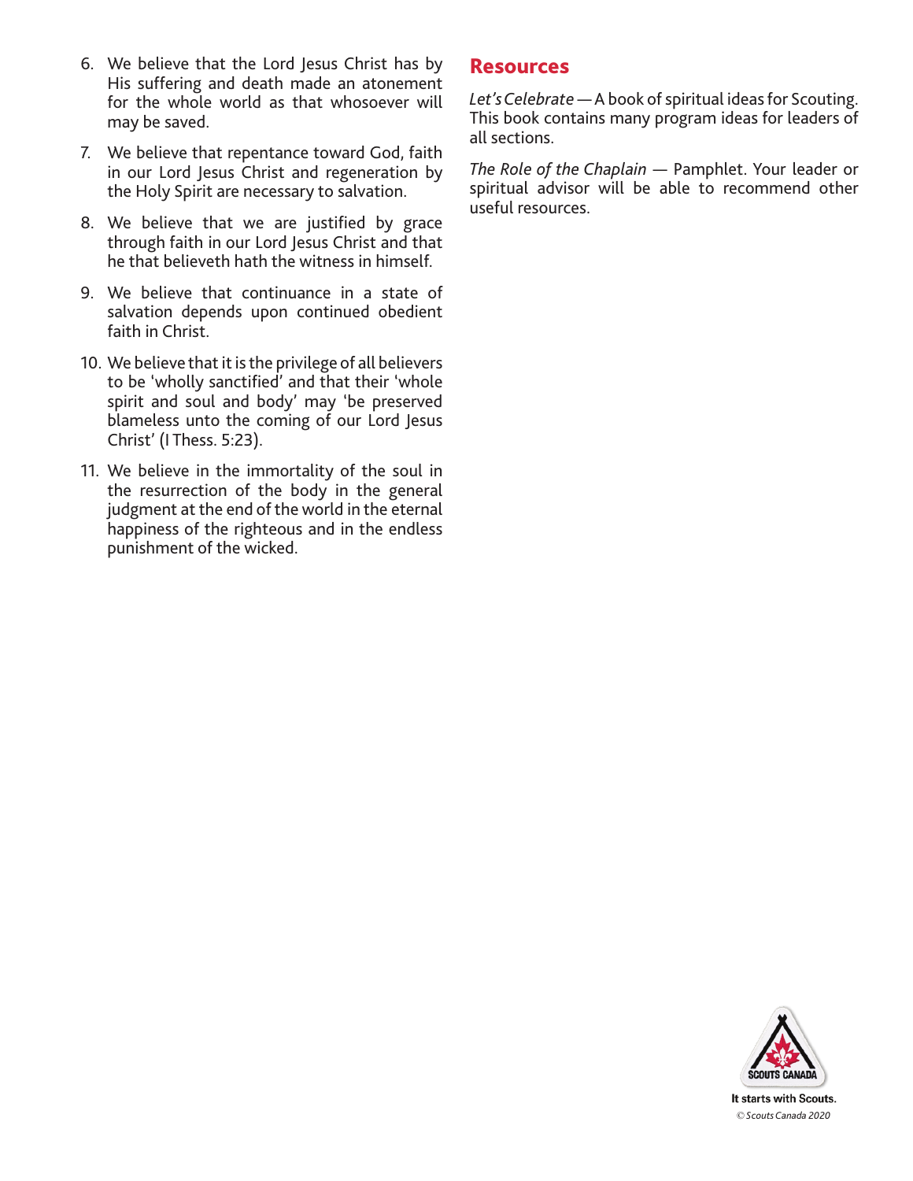6. We believe that the Lord Jesus Christ has by His suffering and death made an atonement for the whole world as that whosoever will may be saved.
7. We believe that repentance toward God, faith in our Lord Jesus Christ and regeneration by the Holy Spirit are necessary to salvation.
8. We believe that we are justified by grace through faith in our Lord Jesus Christ and that he that believeth hath the witness in himself.
9. We believe that continuance in a state of salvation depends upon continued obedient faith in Christ.
10. We believe that it is the privilege of all believers to be 'wholly sanctified' and that their 'whole spirit and soul and body' may 'be preserved blameless unto the coming of our Lord Jesus Christ' (I Thess. 5:23).
11. We believe in the immortality of the soul in the resurrection of the body in the general judgment at the end of the world in the eternal happiness of the righteous and in the endless punishment of the wicked.

## Resources

*Let's Celebrate* — A book of spiritual ideas for Scouting. This book contains many program ideas for leaders of all sections.

*The Role of the Chaplain* — Pamphlet. Your leader or spiritual advisor will be able to recommend other useful resources.

SCOUTS CANADA

It starts with Scouts.

*© Scouts Canada 2020*